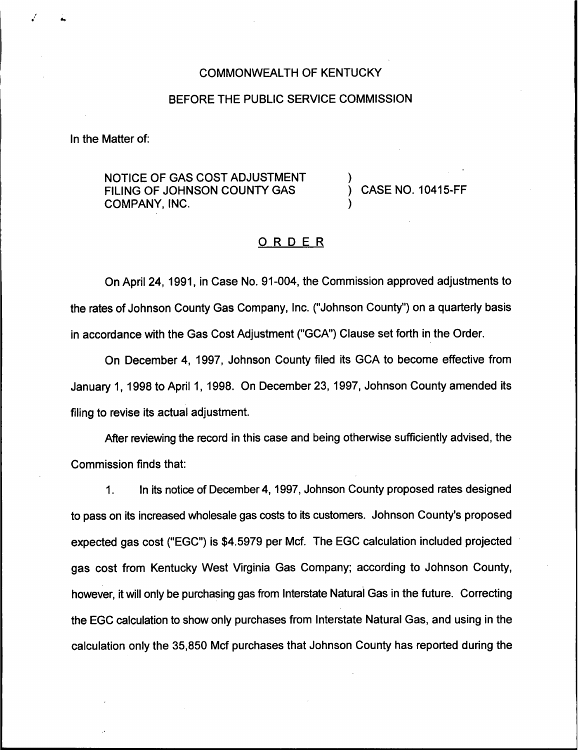COMMONWEALTH OF KENTUCKY

BEFORE THE PUBLIC SERVICE COMMISSION

In the Matter of:

NOTICE OF GAS COST ADJUSTMENT FILING OF JOHNSON COUNTY GAS COMPANY, INC. ) CASE NO. 10415-FF

## ORDER

On April 24, 1991, in Case No. 91-004, the Commission approved adjustments to the rates of Johnson County Gas Company, Inc. ("Johnson County") on a quarterly basis in accordance with the Gas Cost Adjustment ("GCA") Clause set forth in the Order.

On December 4, 1997, Johnson County filed its GCA to become effective from January 1, 1998 to April 1, 1998. On December 23, 1997, Johnson County amended its filing to revise its actual adjustment.

After reviewing the record in this case and being otherwise sufficiently advised, the Commission finds that:

1. In its notice of December 4, 1997, Johnson County proposed rates designed to pass on its increased wholesale gas costs to its customers. Johnson County's proposed expected gas cost ("EGC") is $4.5979 per Mcf. The EGC calculation included projected gas cost from Kentucky West Virginia Gas Company; according to Johnson County, however, it will only be purchasing gas from Interstate Natural Gas in the future. Correcting the EGC calculation to show only purchases from Interstate Natural Gas, and using in the calculation only the 35,850 Mcf purchases that Johnson County has reported during the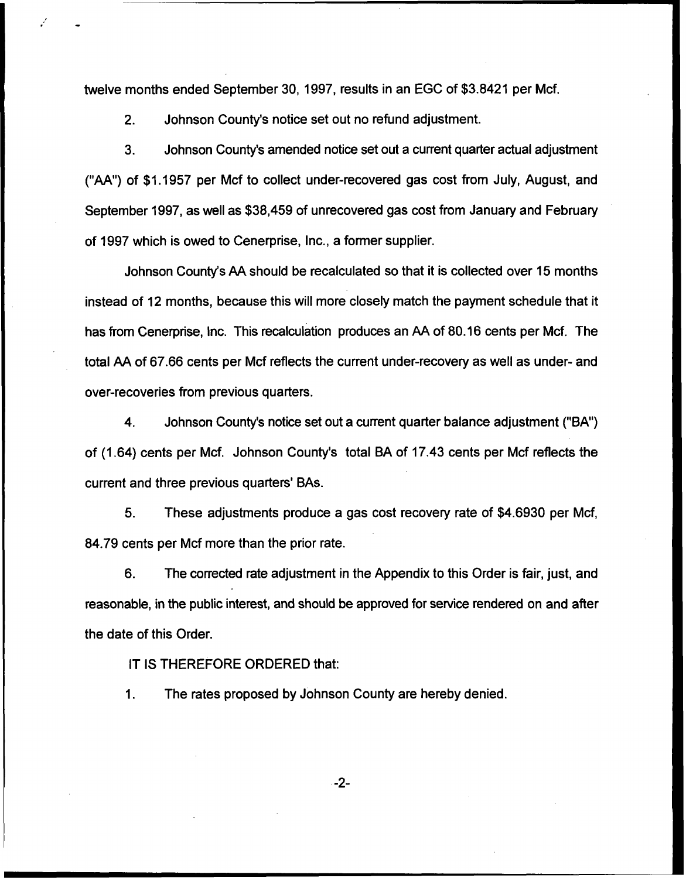twelve months ended September 30, 1997, results in an EGC of $3.8421 per Mcf.

2. Johnson County's notice set out no refund adjustment.

3. Johnson County's amended notice set out a current quarter actual adjustment ("AA") of $1.1957 per Mcf to collect under-recovered gas cost from July, August, and September 1997, as well as $38,459 of unrecovered gas cost from January and February of 1997 which is owed to Cenerprise, Inc., a former supplier.

Johnson County's AA should be recalculated so that it is collected over 15 months instead of 12 months, because this will more closely match the payment schedule that it has from Cenerprise, Inc. This recalculation produces an AA of 80.16 cents per Mcf. The total AA of 67.66 cents per Mcf reflects the current under-recovery as well as under- and over-recoveries from previous quarters.

4. Johnson County's notice set out a current quarter balance adjustment ("BA") of (1.64) cents per Mcf. Johnson County's total BA of 17.43 cents per Mcf reflects the current and three previous quarters' BAs.

5. These adjustments produce a gas cost recovery rate of $4.6930 per Mcf, 84.79 cents per Mcf more than the prior rate.

6. The corrected rate adjustment in the Appendix to this Order is fair, just, and reasonable, in the public interest, and should be approved for service rendered on and after the date of this Order.

IT IS THEREFORE ORDERED that:

1. The rates proposed by Johnson County are hereby denied.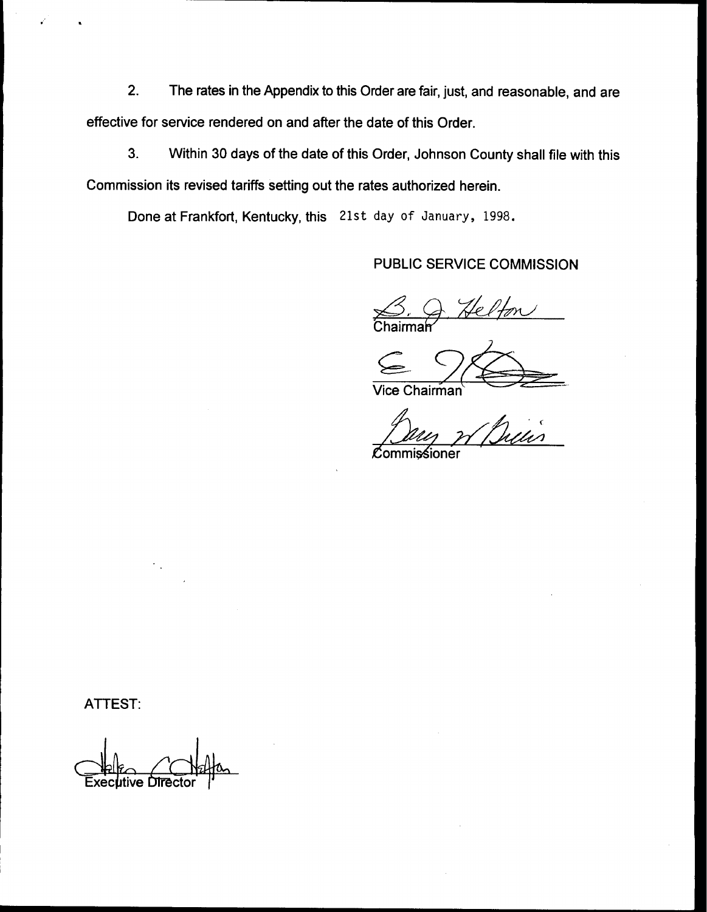2. The rates in the Appendix to this Order are fair, just, and reasonable, and are effective for service rendered on and after the date of this Order.

3. Within 30 days of the date of this Order, Johnson County shall file with this Commission its revised tariffs setting out the rates authorized herein.

Done at Frankfort, Kentucky, this 21st day of January, 1998.

PUBLIC SERVICE COMMISSION

Chairman

Vice Chairman

Commissioner

ATTEST:

Executive Director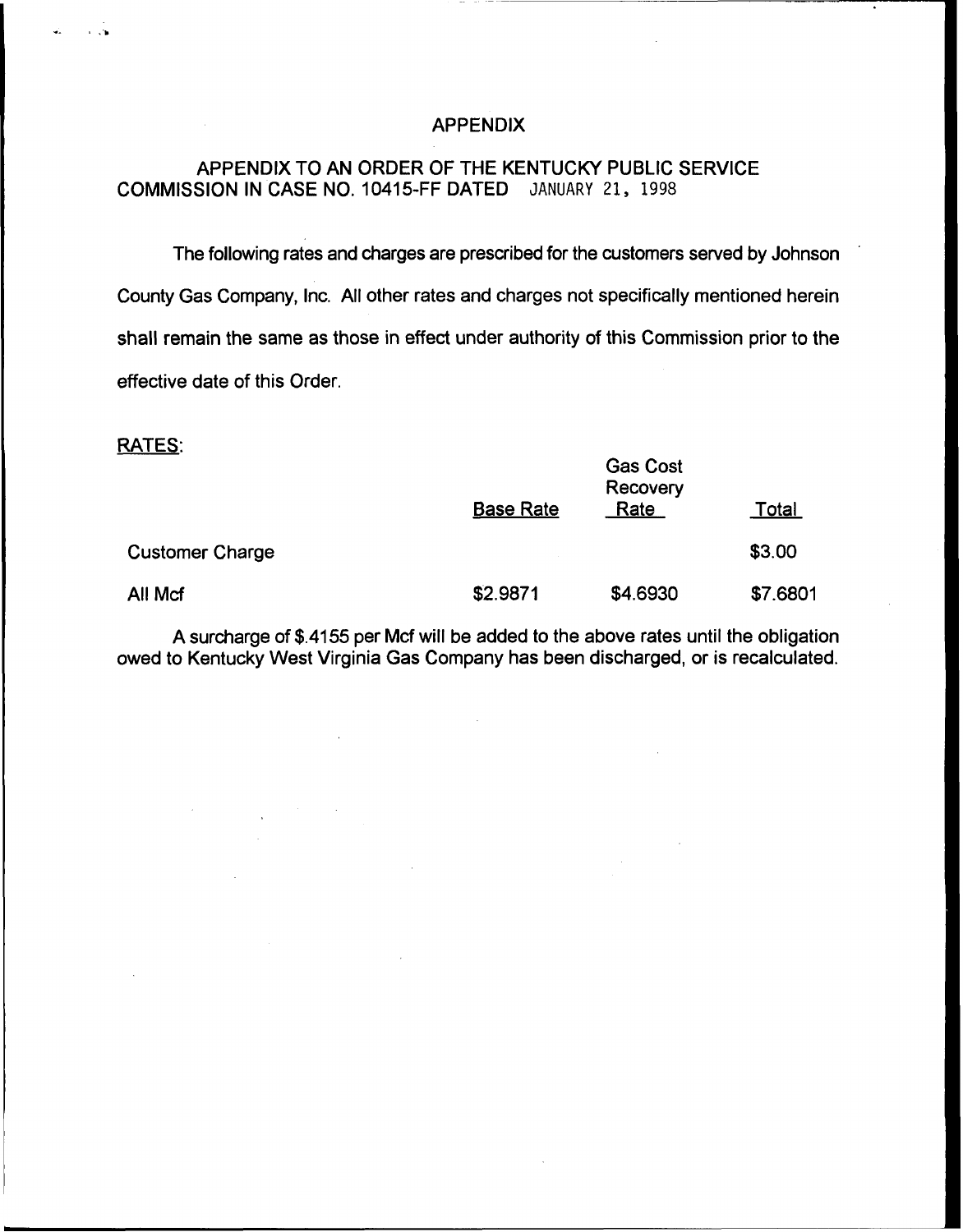# APPENDIX

## APPENDIX TO AN ORDER OF THE KENTUCKY PUBLIC SERVICE COMMISSION IN CASE NO. 10415-FF DATED JANUARY 21, 1998

The following rates and charges are prescribed for the customers served by Johnson County Gas Company, Inc. All other rates and charges not specifically mentioned herein shall remain the same as those in effect under authority of this Commission prior to the effective date of this Order.

RATES:

| | Base Rate | Gas Cost Recovery Rate | Total |
|---|---|---|---|
| Customer Charge | | | $3.00 |
| All Mcf | $2.9871 | $4.6930 | $7.6801 |

A surcharge of $.4155 per Mcf will be added to the above rates until the obligation owed to Kentucky West Virginia Gas Company has been discharged, or is recalculated.